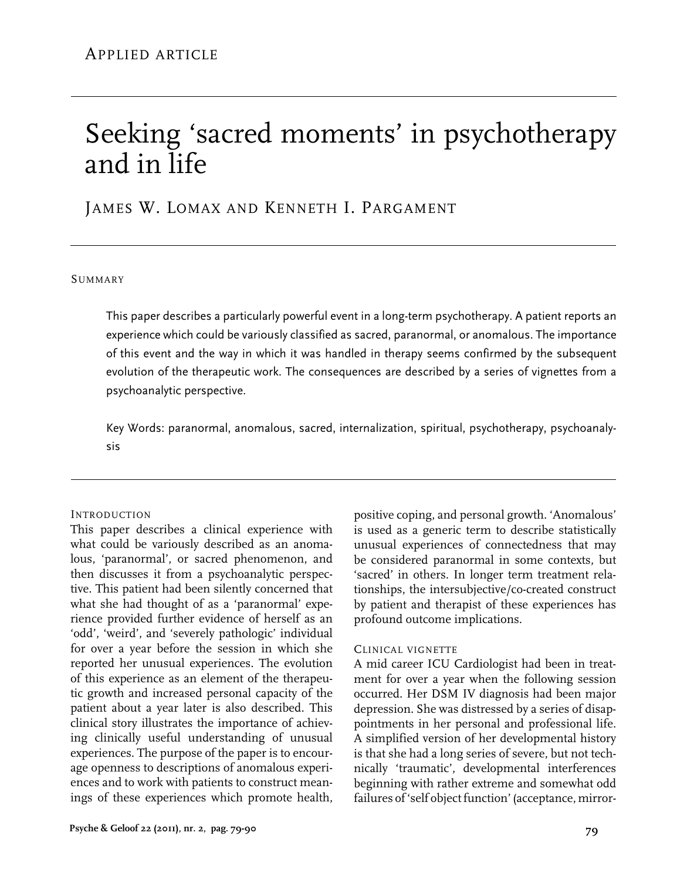Applied article

# Seeking 'sacred moments' in psychotherapy and in life

James W. Lomax and Kenneth I. Pargament

## Summary

This paper describes a particularly powerful event in a long-term psychotherapy. A patient reports an experience which could be variously classified as sacred, paranormal, or anomalous. The importance of this event and the way in which it was handled in therapy seems confirmed by the subsequent evolution of the therapeutic work. The consequences are described by a series of vignettes from a psychoanalytic perspective.

Key Words: paranormal, anomalous, sacred, internalization, spiritual, psychotherapy, psychoanalysis

## Introduction

This paper describes a clinical experience with what could be variously described as an anomalous, 'paranormal', or sacred phenomenon, and then discusses it from a psychoanalytic perspective. This patient had been silently concerned that what she had thought of as a 'paranormal' experience provided further evidence of herself as an 'odd', 'weird', and 'severely pathologic' individual for over a year before the session in which she reported her unusual experiences. The evolution of this experience as an element of the therapeutic growth and increased personal capacity of the patient about a year later is also described. This clinical story illustrates the importance of achieving clinically useful understanding of unusual experiences. The purpose of the paper is to encourage openness to descriptions of anomalous experiences and to work with patients to construct meanings of these experiences which promote health, positive coping, and personal growth. 'Anomalous' is used as a generic term to describe statistically unusual experiences of connectedness that may be considered paranormal in some contexts, but 'sacred' in others. In longer term treatment relationships, the intersubjective/co-created construct by patient and therapist of these experiences has profound outcome implications.

## Clinical vignette

A mid career ICU Cardiologist had been in treatment for over a year when the following session occurred. Her DSM IV diagnosis had been major depression. She was distressed by a series of disappointments in her personal and professional life. A simplified version of her developmental history is that she had a long series of severe, but not technically 'traumatic', developmental interferences beginning with rather extreme and somewhat odd failures of 'self object function' (acceptance, mirror-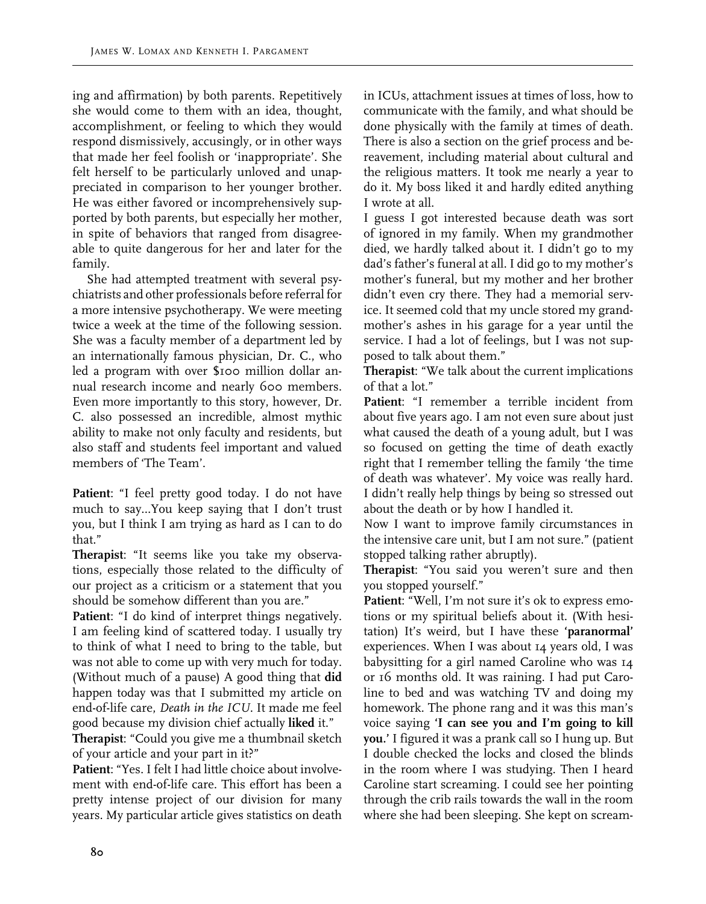ing and affirmation) by both parents. Repetitively she would come to them with an idea, thought, accomplishment, or feeling to which they would respond dismissively, accusingly, or in other ways that made her feel foolish or 'inappropriate'. She felt herself to be particularly unloved and unappreciated in comparison to her younger brother. He was either favored or incomprehensively supported by both parents, but especially her mother, in spite of behaviors that ranged from disagreeable to quite dangerous for her and later for the family.

She had attempted treatment with several psychiatrists and other professionals before referral for a more intensive psychotherapy. We were meeting twice a week at the time of the following session. She was a faculty member of a department led by an internationally famous physician, Dr. C., who led a program with over $100 million dollar annual research income and nearly 600 members. Even more importantly to this story, however, Dr. C. also possessed an incredible, almost mythic ability to make not only faculty and residents, but also staff and students feel important and valued members of 'The Team'.

**Patient**: "I feel pretty good today. I do not have much to say...You keep saying that I don't trust you, but I think I am trying as hard as I can to do that."

**Therapist**: "It seems like you take my observations, especially those related to the difficulty of our project as a criticism or a statement that you should be somehow different than you are."

**Patient**: "I do kind of interpret things negatively. I am feeling kind of scattered today. I usually try to think of what I need to bring to the table, but was not able to come up with very much for today. (Without much of a pause) A good thing that **did** happen today was that I submitted my article on end-of-life care, *Death in the ICU*. It made me feel good because my division chief actually **liked** it."

**Therapist**: "Could you give me a thumbnail sketch of your article and your part in it?"

**Patient**: "Yes. I felt I had little choice about involvement with end-of-life care. This effort has been a pretty intense project of our division for many years. My particular article gives statistics on death in ICUs, attachment issues at times of loss, how to communicate with the family, and what should be done physically with the family at times of death. There is also a section on the grief process and bereavement, including material about cultural and the religious matters. It took me nearly a year to do it. My boss liked it and hardly edited anything I wrote at all.

I guess I got interested because death was sort of ignored in my family. When my grandmother died, we hardly talked about it. I didn't go to my dad's father's funeral at all. I did go to my mother's mother's funeral, but my mother and her brother didn't even cry there. They had a memorial service. It seemed cold that my uncle stored my grandmother's ashes in his garage for a year until the service. I had a lot of feelings, but I was not supposed to talk about them."

**Therapist**: "We talk about the current implications of that a lot."

**Patient**: "I remember a terrible incident from about five years ago. I am not even sure about just what caused the death of a young adult, but I was so focused on getting the time of death exactly right that I remember telling the family 'the time of death was whatever'. My voice was really hard. I didn't really help things by being so stressed out about the death or by how I handled it.

Now I want to improve family circumstances in the intensive care unit, but I am not sure." (patient stopped talking rather abruptly).

**Therapist**: "You said you weren't sure and then you stopped yourself."

**Patient**: "Well, I'm not sure it's ok to express emotions or my spiritual beliefs about it. (With hesitation) It's weird, but I have these **'paranormal'** experiences. When I was about 14 years old, I was babysitting for a girl named Caroline who was 14 or 16 months old. It was raining. I had put Caroline to bed and was watching TV and doing my homework. The phone rang and it was this man's voice saying **'I can see you and I'm going to kill you.'** I figured it was a prank call so I hung up. But I double checked the locks and closed the blinds in the room where I was studying. Then I heard Caroline start screaming. I could see her pointing through the crib rails towards the wall in the room where she had been sleeping. She kept on scream-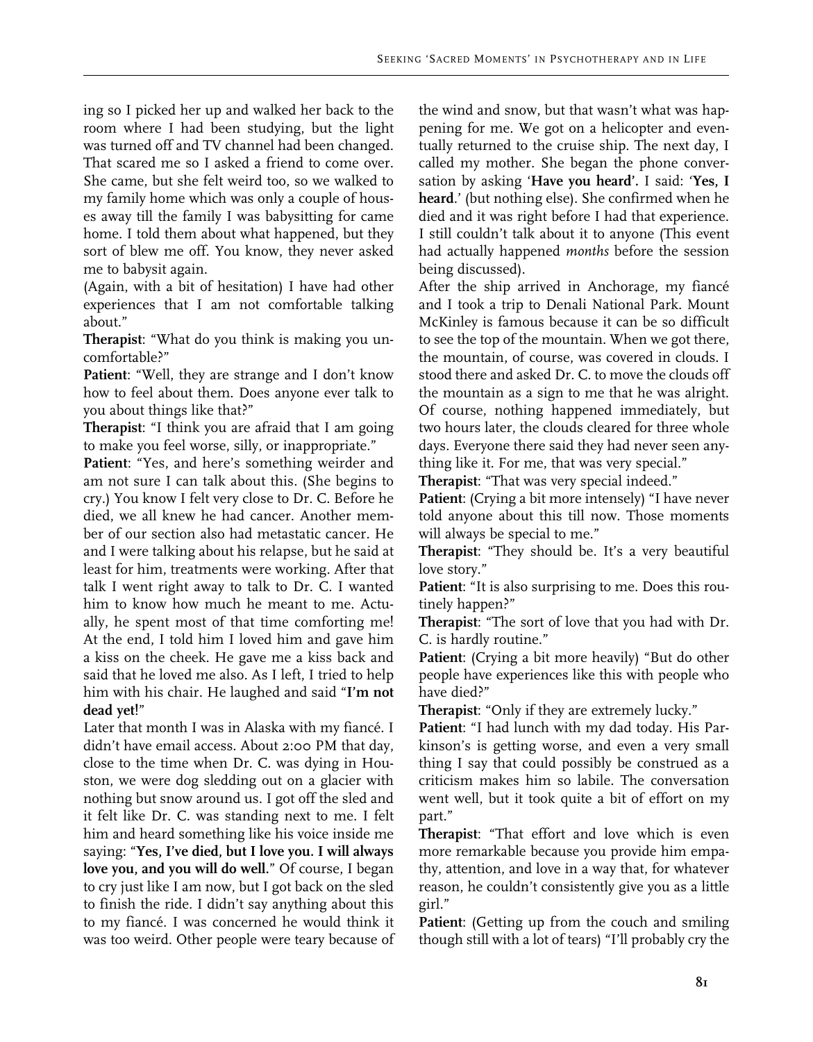ing so I picked her up and walked her back to the room where I had been studying, but the light was turned off and TV channel had been changed. That scared me so I asked a friend to come over. She came, but she felt weird too, so we walked to my family home which was only a couple of houses away till the family I was babysitting for came home. I told them about what happened, but they sort of blew me off. You know, they never asked me to babysit again.

(Again, with a bit of hesitation) I have had other experiences that I am not comfortable talking about."

**Therapist**: "What do you think is making you uncomfortable?"

**Patient**: "Well, they are strange and I don't know how to feel about them. Does anyone ever talk to you about things like that?"

**Therapist**: "I think you are afraid that I am going to make you feel worse, silly, or inappropriate."

**Patient**: "Yes, and here's something weirder and am not sure I can talk about this. (She begins to cry.) You know I felt very close to Dr. C. Before he died, we all knew he had cancer. Another member of our section also had metastatic cancer. He and I were talking about his relapse, but he said at least for him, treatments were working. After that talk I went right away to talk to Dr. C. I wanted him to know how much he meant to me. Actually, he spent most of that time comforting me! At the end, I told him I loved him and gave him a kiss on the cheek. He gave me a kiss back and said that he loved me also. As I left, I tried to help him with his chair. He laughed and said "**I'm not dead yet!**"

Later that month I was in Alaska with my fiancé. I didn't have email access. About 2:00 PM that day, close to the time when Dr. C. was dying in Houston, we were dog sledding out on a glacier with nothing but snow around us. I got off the sled and it felt like Dr. C. was standing next to me. I felt him and heard something like his voice inside me saying: "**Yes, I've died, but I love you. I will always love you, and you will do well.**" Of course, I began to cry just like I am now, but I got back on the sled to finish the ride. I didn't say anything about this to my fiancé. I was concerned he would think it was too weird. Other people were teary because of the wind and snow, but that wasn't what was happening for me. We got on a helicopter and eventually returned to the cruise ship. The next day, I called my mother. She began the phone conversation by asking '**Have you heard**'. I said: '**Yes, I heard**.' (but nothing else). She confirmed when he died and it was right before I had that experience. I still couldn't talk about it to anyone (This event had actually happened *months* before the session being discussed).

After the ship arrived in Anchorage, my fiancé and I took a trip to Denali National Park. Mount McKinley is famous because it can be so difficult to see the top of the mountain. When we got there, the mountain, of course, was covered in clouds. I stood there and asked Dr. C. to move the clouds off the mountain as a sign to me that he was alright. Of course, nothing happened immediately, but two hours later, the clouds cleared for three whole days. Everyone there said they had never seen anything like it. For me, that was very special."

**Therapist**: "That was very special indeed."

**Patient**: (Crying a bit more intensely) "I have never told anyone about this till now. Those moments will always be special to me."

**Therapist**: "They should be. It's a very beautiful love story."

**Patient**: "It is also surprising to me. Does this routinely happen?"

**Therapist**: "The sort of love that you had with Dr. C. is hardly routine."

**Patient**: (Crying a bit more heavily) "But do other people have experiences like this with people who have died?"

**Therapist**: "Only if they are extremely lucky."

**Patient**: "I had lunch with my dad today. His Parkinson's is getting worse, and even a very small thing I say that could possibly be construed as a criticism makes him so labile. The conversation went well, but it took quite a bit of effort on my part."

**Therapist**: "That effort and love which is even more remarkable because you provide him empathy, attention, and love in a way that, for whatever reason, he couldn't consistently give you as a little girl."

**Patient**: (Getting up from the couch and smiling though still with a lot of tears) "I'll probably cry the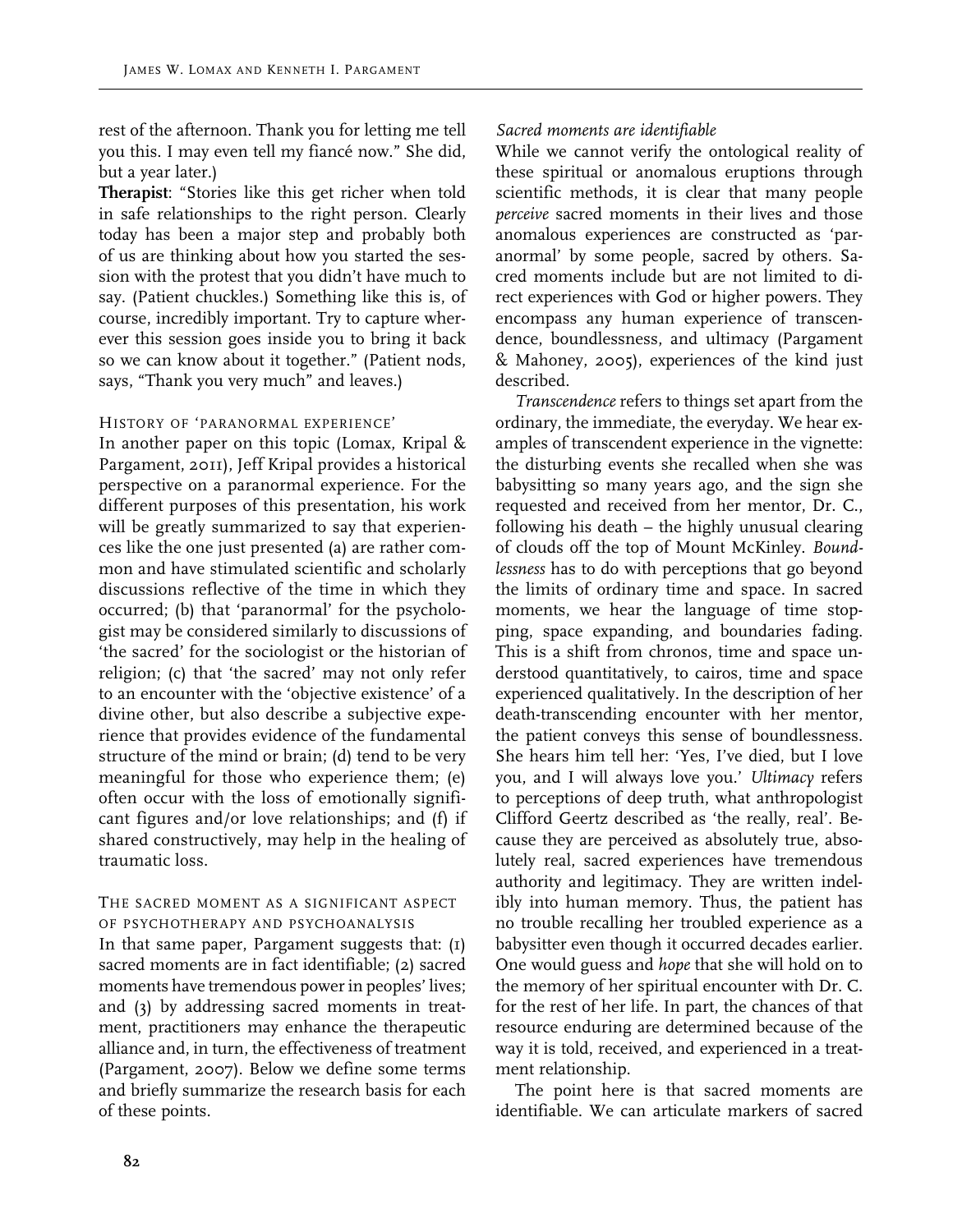rest of the afternoon. Thank you for letting me tell you this. I may even tell my fiancé now." She did, but a year later.)

**Therapist**: "Stories like this get richer when told in safe relationships to the right person. Clearly today has been a major step and probably both of us are thinking about how you started the session with the protest that you didn't have much to say. (Patient chuckles.) Something like this is, of course, incredibly important. Try to capture wherever this session goes inside you to bring it back so we can know about it together." (Patient nods, says, "Thank you very much" and leaves.)

## History of 'paranormal experience'

In another paper on this topic (Lomax, Kripal & Pargament, 2011), Jeff Kripal provides a historical perspective on a paranormal experience. For the different purposes of this presentation, his work will be greatly summarized to say that experiences like the one just presented (a) are rather common and have stimulated scientific and scholarly discussions reflective of the time in which they occurred; (b) that 'paranormal' for the psychologist may be considered similarly to discussions of 'the sacred' for the sociologist or the historian of religion; (c) that 'the sacred' may not only refer to an encounter with the 'objective existence' of a divine other, but also describe a subjective experience that provides evidence of the fundamental structure of the mind or brain; (d) tend to be very meaningful for those who experience them; (e) often occur with the loss of emotionally significant figures and/or love relationships; and (f) if shared constructively, may help in the healing of traumatic loss.

## The sacred moment as a significant aspect of psychotherapy and psychoanalysis

In that same paper, Pargament suggests that: (1) sacred moments are in fact identifiable; (2) sacred moments have tremendous power in peoples' lives; and (3) by addressing sacred moments in treatment, practitioners may enhance the therapeutic alliance and, in turn, the effectiveness of treatment (Pargament, 2007). Below we define some terms and briefly summarize the research basis for each of these points.

### *Sacred moments are identifiable*

While we cannot verify the ontological reality of these spiritual or anomalous eruptions through scientific methods, it is clear that many people *perceive* sacred moments in their lives and those anomalous experiences are constructed as 'paranormal' by some people, sacred by others. Sacred moments include but are not limited to direct experiences with God or higher powers. They encompass any human experience of transcendence, boundlessness, and ultimacy (Pargament & Mahoney, 2005), experiences of the kind just described.

*Transcendence* refers to things set apart from the ordinary, the immediate, the everyday. We hear examples of transcendent experience in the vignette: the disturbing events she recalled when she was babysitting so many years ago, and the sign she requested and received from her mentor, Dr. C., following his death – the highly unusual clearing of clouds off the top of Mount McKinley. *Boundlessness* has to do with perceptions that go beyond the limits of ordinary time and space. In sacred moments, we hear the language of time stopping, space expanding, and boundaries fading. This is a shift from chronos, time and space understood quantitatively, to cairos, time and space experienced qualitatively. In the description of her death-transcending encounter with her mentor, the patient conveys this sense of boundlessness. She hears him tell her: 'Yes, I've died, but I love you, and I will always love you.' *Ultimacy* refers to perceptions of deep truth, what anthropologist Clifford Geertz described as 'the really, real'. Because they are perceived as absolutely true, absolutely real, sacred experiences have tremendous authority and legitimacy. They are written indelibly into human memory. Thus, the patient has no trouble recalling her troubled experience as a babysitter even though it occurred decades earlier. One would guess and *hope* that she will hold on to the memory of her spiritual encounter with Dr. C. for the rest of her life. In part, the chances of that resource enduring are determined because of the way it is told, received, and experienced in a treatment relationship.

The point here is that sacred moments are identifiable. We can articulate markers of sacred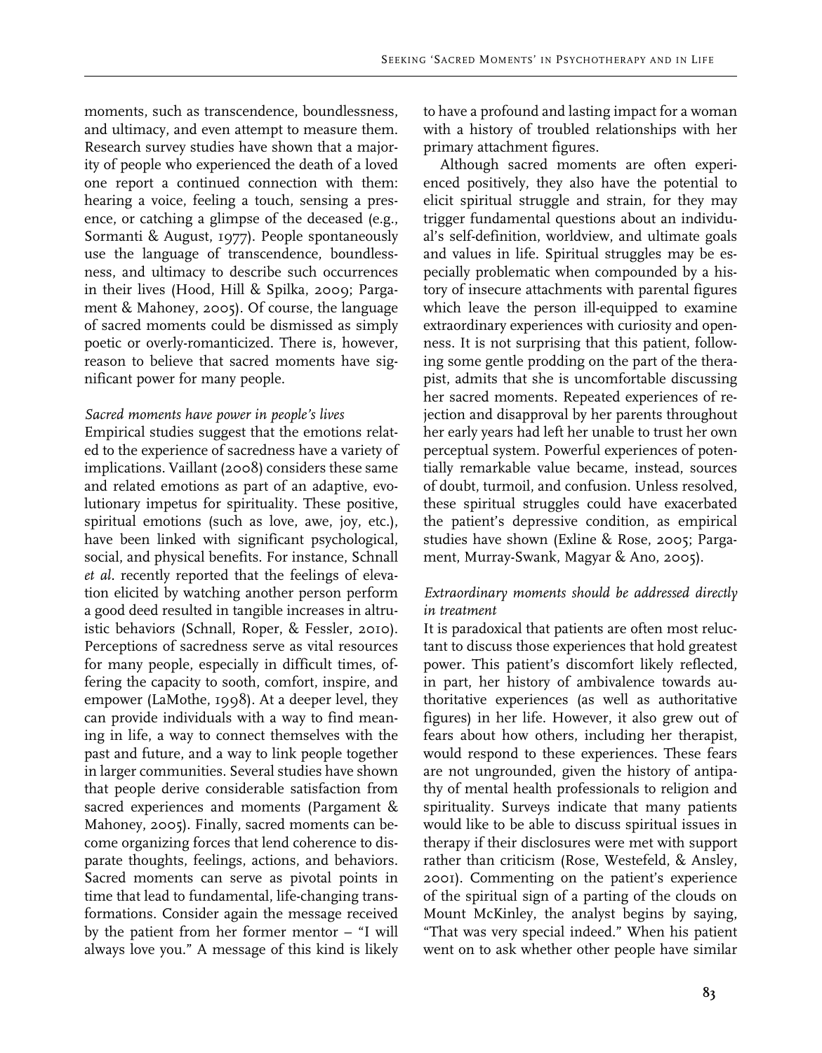moments, such as transcendence, boundlessness, and ultimacy, and even attempt to measure them. Research survey studies have shown that a majority of people who experienced the death of a loved one report a continued connection with them: hearing a voice, feeling a touch, sensing a presence, or catching a glimpse of the deceased (e.g., Sormanti & August, 1977). People spontaneously use the language of transcendence, boundlessness, and ultimacy to describe such occurrences in their lives (Hood, Hill & Spilka, 2009; Pargament & Mahoney, 2005). Of course, the language of sacred moments could be dismissed as simply poetic or overly-romanticized. There is, however, reason to believe that sacred moments have significant power for many people.

*Sacred moments have power in people's lives*

Empirical studies suggest that the emotions related to the experience of sacredness have a variety of implications. Vaillant (2008) considers these same and related emotions as part of an adaptive, evolutionary impetus for spirituality. These positive, spiritual emotions (such as love, awe, joy, etc.), have been linked with significant psychological, social, and physical benefits. For instance, Schnall *et al.* recently reported that the feelings of elevation elicited by watching another person perform a good deed resulted in tangible increases in altruistic behaviors (Schnall, Roper, & Fessler, 2010). Perceptions of sacredness serve as vital resources for many people, especially in difficult times, offering the capacity to sooth, comfort, inspire, and empower (LaMothe, 1998). At a deeper level, they can provide individuals with a way to find meaning in life, a way to connect themselves with the past and future, and a way to link people together in larger communities. Several studies have shown that people derive considerable satisfaction from sacred experiences and moments (Pargament & Mahoney, 2005). Finally, sacred moments can become organizing forces that lend coherence to disparate thoughts, feelings, actions, and behaviors. Sacred moments can serve as pivotal points in time that lead to fundamental, life-changing transformations. Consider again the message received by the patient from her former mentor – "I will always love you." A message of this kind is likely to have a profound and lasting impact for a woman with a history of troubled relationships with her primary attachment figures.

Although sacred moments are often experienced positively, they also have the potential to elicit spiritual struggle and strain, for they may trigger fundamental questions about an individual's self-definition, worldview, and ultimate goals and values in life. Spiritual struggles may be especially problematic when compounded by a history of insecure attachments with parental figures which leave the person ill-equipped to examine extraordinary experiences with curiosity and openness. It is not surprising that this patient, following some gentle prodding on the part of the therapist, admits that she is uncomfortable discussing her sacred moments. Repeated experiences of rejection and disapproval by her parents throughout her early years had left her unable to trust her own perceptual system. Powerful experiences of potentially remarkable value became, instead, sources of doubt, turmoil, and confusion. Unless resolved, these spiritual struggles could have exacerbated the patient's depressive condition, as empirical studies have shown (Exline & Rose, 2005; Pargament, Murray-Swank, Magyar & Ano, 2005).

*Extraordinary moments should be addressed directly in treatment*

It is paradoxical that patients are often most reluctant to discuss those experiences that hold greatest power. This patient's discomfort likely reflected, in part, her history of ambivalence towards authoritative experiences (as well as authoritative figures) in her life. However, it also grew out of fears about how others, including her therapist, would respond to these experiences. These fears are not ungrounded, given the history of antipathy of mental health professionals to religion and spirituality. Surveys indicate that many patients would like to be able to discuss spiritual issues in therapy if their disclosures were met with support rather than criticism (Rose, Westefeld, & Ansley, 2001). Commenting on the patient's experience of the spiritual sign of a parting of the clouds on Mount McKinley, the analyst begins by saying, "That was very special indeed." When his patient went on to ask whether other people have similar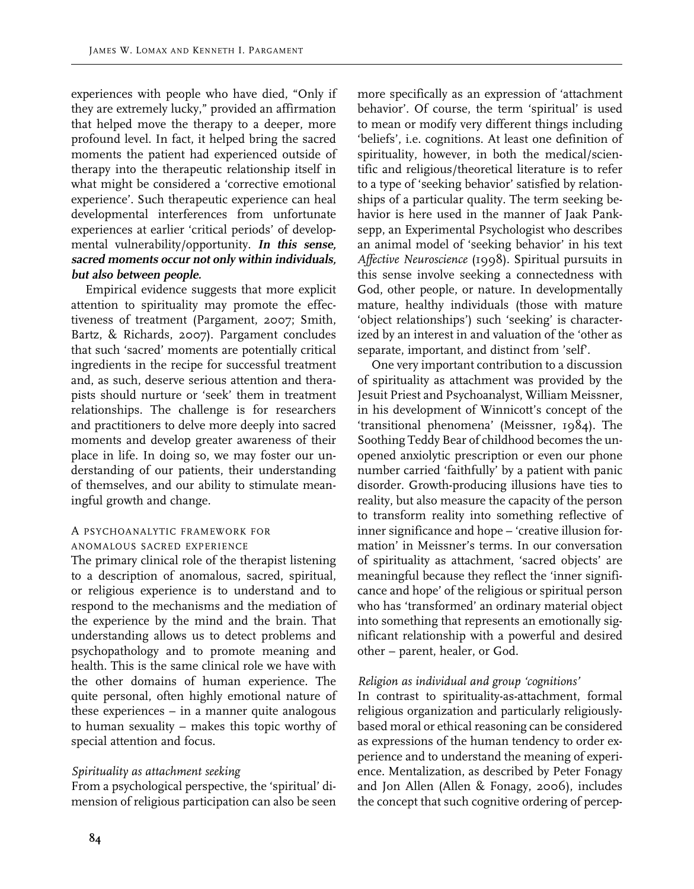experiences with people who have died, "Only if they are extremely lucky," provided an affirmation that helped move the therapy to a deeper, more profound level. In fact, it helped bring the sacred moments the patient had experienced outside of therapy into the therapeutic relationship itself in what might be considered a 'corrective emotional experience'. Such therapeutic experience can heal developmental interferences from unfortunate experiences at earlier 'critical periods' of developmental vulnerability/opportunity. ***In this sense, sacred moments occur not only within individuals, but also between people.***

Empirical evidence suggests that more explicit attention to spirituality may promote the effectiveness of treatment (Pargament, 2007; Smith, Bartz, & Richards, 2007). Pargament concludes that such 'sacred' moments are potentially critical ingredients in the recipe for successful treatment and, as such, deserve serious attention and therapists should nurture or 'seek' them in treatment relationships. The challenge is for researchers and practitioners to delve more deeply into sacred moments and develop greater awareness of their place in life. In doing so, we may foster our understanding of our patients, their understanding of themselves, and our ability to stimulate meaningful growth and change.

## A psychoanalytic framework for anomalous sacred experience

The primary clinical role of the therapist listening to a description of anomalous, sacred, spiritual, or religious experience is to understand and to respond to the mechanisms and the mediation of the experience by the mind and the brain. That understanding allows us to detect problems and psychopathology and to promote meaning and health. This is the same clinical role we have with the other domains of human experience. The quite personal, often highly emotional nature of these experiences – in a manner quite analogous to human sexuality – makes this topic worthy of special attention and focus.

### *Spirituality as attachment seeking*

From a psychological perspective, the 'spiritual' dimension of religious participation can also be seen more specifically as an expression of 'attachment behavior'. Of course, the term 'spiritual' is used to mean or modify very different things including 'beliefs', i.e. cognitions. At least one definition of spirituality, however, in both the medical/scientific and religious/theoretical literature is to refer to a type of 'seeking behavior' satisfied by relationships of a particular quality. The term seeking behavior is here used in the manner of Jaak Panksepp, an Experimental Psychologist who describes an animal model of 'seeking behavior' in his text *Affective Neuroscience* (1998). Spiritual pursuits in this sense involve seeking a connectedness with God, other people, or nature. In developmentally mature, healthy individuals (those with mature 'object relationships') such 'seeking' is characterized by an interest in and valuation of the 'other as separate, important, and distinct from 'self'.

One very important contribution to a discussion of spirituality as attachment was provided by the Jesuit Priest and Psychoanalyst, William Meissner, in his development of Winnicott's concept of the 'transitional phenomena' (Meissner, 1984). The Soothing Teddy Bear of childhood becomes the unopened anxiolytic prescription or even our phone number carried 'faithfully' by a patient with panic disorder. Growth-producing illusions have ties to reality, but also measure the capacity of the person to transform reality into something reflective of inner significance and hope – 'creative illusion formation' in Meissner's terms. In our conversation of spirituality as attachment, 'sacred objects' are meaningful because they reflect the 'inner significance and hope' of the religious or spiritual person who has 'transformed' an ordinary material object into something that represents an emotionally significant relationship with a powerful and desired other – parent, healer, or God.

### *Religion as individual and group 'cognitions'*

In contrast to spirituality-as-attachment, formal religious organization and particularly religiously-based moral or ethical reasoning can be considered as expressions of the human tendency to order experience and to understand the meaning of experience. Mentalization, as described by Peter Fonagy and Jon Allen (Allen & Fonagy, 2006), includes the concept that such cognitive ordering of percep-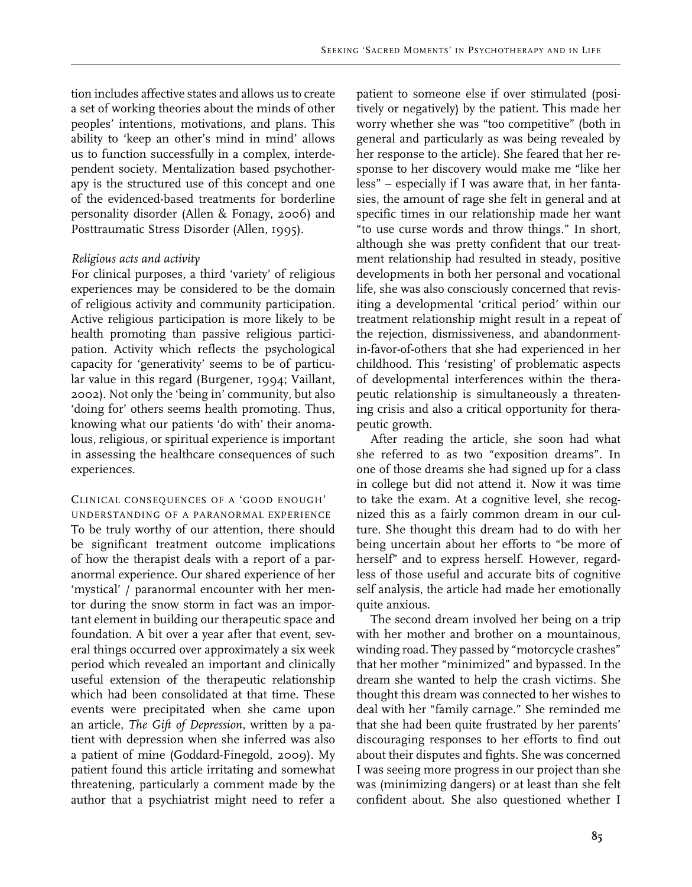tion includes affective states and allows us to create a set of working theories about the minds of other peoples' intentions, motivations, and plans. This ability to 'keep an other's mind in mind' allows us to function successfully in a complex, interdependent society. Mentalization based psychotherapy is the structured use of this concept and one of the evidenced-based treatments for borderline personality disorder (Allen & Fonagy, 2006) and Posttraumatic Stress Disorder (Allen, 1995).

*Religious acts and activity*

For clinical purposes, a third 'variety' of religious experiences may be considered to be the domain of religious activity and community participation. Active religious participation is more likely to be health promoting than passive religious participation. Activity which reflects the psychological capacity for 'generativity' seems to be of particular value in this regard (Burgener, 1994; Vaillant, 2002). Not only the 'being in' community, but also 'doing for' others seems health promoting. Thus, knowing what our patients 'do with' their anomalous, religious, or spiritual experience is important in assessing the healthcare consequences of such experiences.

## Clinical consequences of a 'good enough' understanding of a paranormal experience

To be truly worthy of our attention, there should be significant treatment outcome implications of how the therapist deals with a report of a paranormal experience. Our shared experience of her 'mystical' / paranormal encounter with her mentor during the snow storm in fact was an important element in building our therapeutic space and foundation. A bit over a year after that event, several things occurred over approximately a six week period which revealed an important and clinically useful extension of the therapeutic relationship which had been consolidated at that time. These events were precipitated when she came upon an article, *The Gift of Depression*, written by a patient with depression when she inferred was also a patient of mine (Goddard-Finegold, 2009). My patient found this article irritating and somewhat threatening, particularly a comment made by the author that a psychiatrist might need to refer a patient to someone else if over stimulated (positively or negatively) by the patient. This made her worry whether she was "too competitive" (both in general and particularly as was being revealed by her response to the article). She feared that her response to her discovery would make me "like her less" – especially if I was aware that, in her fantasies, the amount of rage she felt in general and at specific times in our relationship made her want "to use curse words and throw things." In short, although she was pretty confident that our treatment relationship had resulted in steady, positive developments in both her personal and vocational life, she was also consciously concerned that revisiting a developmental 'critical period' within our treatment relationship might result in a repeat of the rejection, dismissiveness, and abandonment-in-favor-of-others that she had experienced in her childhood. This 'resisting' of problematic aspects of developmental interferences within the therapeutic relationship is simultaneously a threatening crisis and also a critical opportunity for therapeutic growth.

After reading the article, she soon had what she referred to as two "exposition dreams". In one of those dreams she had signed up for a class in college but did not attend it. Now it was time to take the exam. At a cognitive level, she recognized this as a fairly common dream in our culture. She thought this dream had to do with her being uncertain about her efforts to "be more of herself" and to express herself. However, regardless of those useful and accurate bits of cognitive self analysis, the article had made her emotionally quite anxious.

The second dream involved her being on a trip with her mother and brother on a mountainous, winding road. They passed by "motorcycle crashes" that her mother "minimized" and bypassed. In the dream she wanted to help the crash victims. She thought this dream was connected to her wishes to deal with her "family carnage." She reminded me that she had been quite frustrated by her parents' discouraging responses to her efforts to find out about their disputes and fights. She was concerned I was seeing more progress in our project than she was (minimizing dangers) or at least than she felt confident about. She also questioned whether I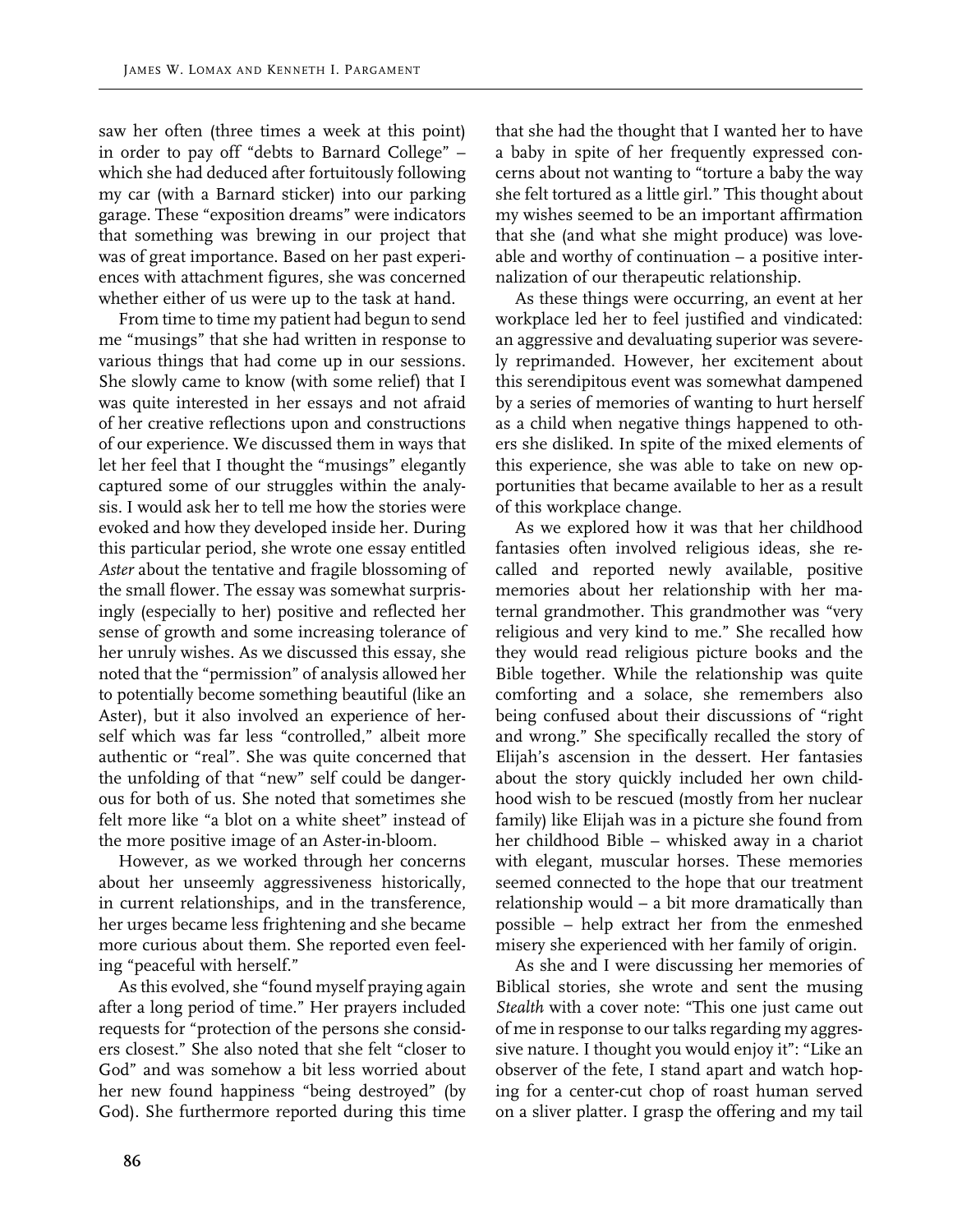saw her often (three times a week at this point) in order to pay off "debts to Barnard College" – which she had deduced after fortuitously following my car (with a Barnard sticker) into our parking garage. These "exposition dreams" were indicators that something was brewing in our project that was of great importance. Based on her past experiences with attachment figures, she was concerned whether either of us were up to the task at hand.

From time to time my patient had begun to send me "musings" that she had written in response to various things that had come up in our sessions. She slowly came to know (with some relief) that I was quite interested in her essays and not afraid of her creative reflections upon and constructions of our experience. We discussed them in ways that let her feel that I thought the "musings" elegantly captured some of our struggles within the analysis. I would ask her to tell me how the stories were evoked and how they developed inside her. During this particular period, she wrote one essay entitled *Aster* about the tentative and fragile blossoming of the small flower. The essay was somewhat surprisingly (especially to her) positive and reflected her sense of growth and some increasing tolerance of her unruly wishes. As we discussed this essay, she noted that the "permission" of analysis allowed her to potentially become something beautiful (like an Aster), but it also involved an experience of herself which was far less "controlled," albeit more authentic or "real". She was quite concerned that the unfolding of that "new" self could be dangerous for both of us. She noted that sometimes she felt more like "a blot on a white sheet" instead of the more positive image of an Aster-in-bloom.

However, as we worked through her concerns about her unseemly aggressiveness historically, in current relationships, and in the transference, her urges became less frightening and she became more curious about them. She reported even feeling "peaceful with herself."

As this evolved, she "found myself praying again after a long period of time." Her prayers included requests for "protection of the persons she considers closest." She also noted that she felt "closer to God" and was somehow a bit less worried about her new found happiness "being destroyed" (by God). She furthermore reported during this time that she had the thought that I wanted her to have a baby in spite of her frequently expressed concerns about not wanting to "torture a baby the way she felt tortured as a little girl." This thought about my wishes seemed to be an important affirmation that she (and what she might produce) was loveable and worthy of continuation – a positive internalization of our therapeutic relationship.

As these things were occurring, an event at her workplace led her to feel justified and vindicated: an aggressive and devaluating superior was severely reprimanded. However, her excitement about this serendipitous event was somewhat dampened by a series of memories of wanting to hurt herself as a child when negative things happened to others she disliked. In spite of the mixed elements of this experience, she was able to take on new opportunities that became available to her as a result of this workplace change.

As we explored how it was that her childhood fantasies often involved religious ideas, she recalled and reported newly available, positive memories about her relationship with her maternal grandmother. This grandmother was "very religious and very kind to me." She recalled how they would read religious picture books and the Bible together. While the relationship was quite comforting and a solace, she remembers also being confused about their discussions of "right and wrong." She specifically recalled the story of Elijah's ascension in the dessert. Her fantasies about the story quickly included her own childhood wish to be rescued (mostly from her nuclear family) like Elijah was in a picture she found from her childhood Bible – whisked away in a chariot with elegant, muscular horses. These memories seemed connected to the hope that our treatment relationship would – a bit more dramatically than possible – help extract her from the enmeshed misery she experienced with her family of origin.

As she and I were discussing her memories of Biblical stories, she wrote and sent the musing *Stealth* with a cover note: "This one just came out of me in response to our talks regarding my aggressive nature. I thought you would enjoy it": "Like an observer of the fete, I stand apart and watch hoping for a center-cut chop of roast human served on a sliver platter. I grasp the offering and my tail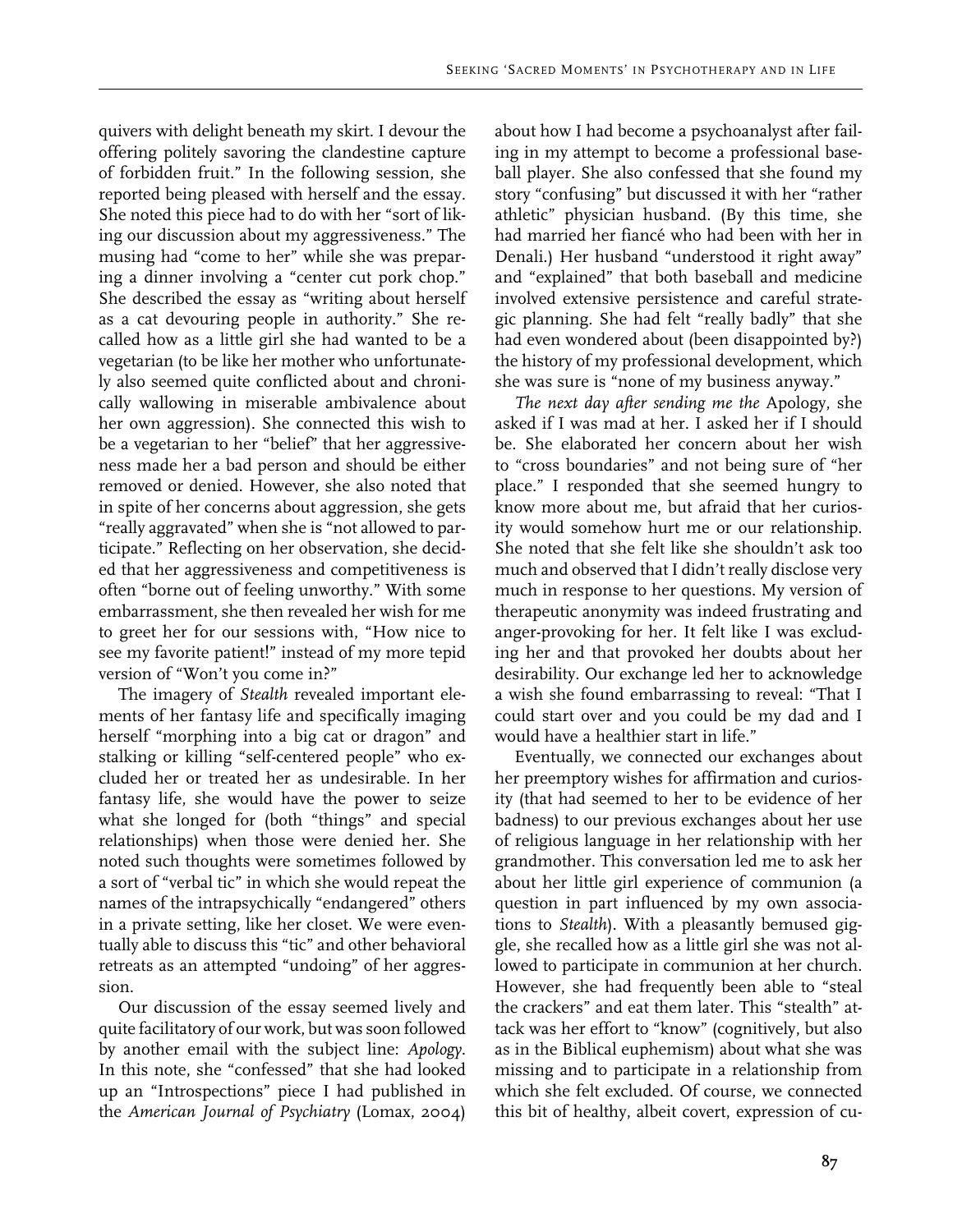quivers with delight beneath my skirt. I devour the offering politely savoring the clandestine capture of forbidden fruit." In the following session, she reported being pleased with herself and the essay. She noted this piece had to do with her "sort of liking our discussion about my aggressiveness." The musing had "come to her" while she was preparing a dinner involving a "center cut pork chop." She described the essay as "writing about herself as a cat devouring people in authority." She recalled how as a little girl she had wanted to be a vegetarian (to be like her mother who unfortunately also seemed quite conflicted about and chronically wallowing in miserable ambivalence about her own aggression). She connected this wish to be a vegetarian to her "belief" that her aggressiveness made her a bad person and should be either removed or denied. However, she also noted that in spite of her concerns about aggression, she gets "really aggravated" when she is "not allowed to participate." Reflecting on her observation, she decided that her aggressiveness and competitiveness is often "borne out of feeling unworthy." With some embarrassment, she then revealed her wish for me to greet her for our sessions with, "How nice to see my favorite patient!" instead of my more tepid version of "Won't you come in?"

The imagery of *Stealth* revealed important elements of her fantasy life and specifically imaging herself "morphing into a big cat or dragon" and stalking or killing "self-centered people" who excluded her or treated her as undesirable. In her fantasy life, she would have the power to seize what she longed for (both "things" and special relationships) when those were denied her. She noted such thoughts were sometimes followed by a sort of "verbal tic" in which she would repeat the names of the intrapsychically "endangered" others in a private setting, like her closet. We were eventually able to discuss this "tic" and other behavioral retreats as an attempted "undoing" of her aggression.

Our discussion of the essay seemed lively and quite facilitatory of our work, but was soon followed by another email with the subject line: *Apology*. In this note, she "confessed" that she had looked up an "Introspections" piece I had published in the *American Journal of Psychiatry* (Lomax, 2004) about how I had become a psychoanalyst after failing in my attempt to become a professional baseball player. She also confessed that she found my story "confusing" but discussed it with her "rather athletic" physician husband. (By this time, she had married her fiancé who had been with her in Denali.) Her husband "understood it right away" and "explained" that both baseball and medicine involved extensive persistence and careful strategic planning. She had felt "really badly" that she had even wondered about (been disappointed by?) the history of my professional development, which she was sure is "none of my business anyway."

*The next day after sending me the* Apology, she asked if I was mad at her. I asked her if I should be. She elaborated her concern about her wish to "cross boundaries" and not being sure of "her place." I responded that she seemed hungry to know more about me, but afraid that her curiosity would somehow hurt me or our relationship. She noted that she felt like she shouldn't ask too much and observed that I didn't really disclose very much in response to her questions. My version of therapeutic anonymity was indeed frustrating and anger-provoking for her. It felt like I was excluding her and that provoked her doubts about her desirability. Our exchange led her to acknowledge a wish she found embarrassing to reveal: "That I could start over and you could be my dad and I would have a healthier start in life."

Eventually, we connected our exchanges about her preemptory wishes for affirmation and curiosity (that had seemed to her to be evidence of her badness) to our previous exchanges about her use of religious language in her relationship with her grandmother. This conversation led me to ask her about her little girl experience of communion (a question in part influenced by my own associations to *Stealth*). With a pleasantly bemused giggle, she recalled how as a little girl she was not allowed to participate in communion at her church. However, she had frequently been able to "steal the crackers" and eat them later. This "stealth" attack was her effort to "know" (cognitively, but also as in the Biblical euphemism) about what she was missing and to participate in a relationship from which she felt excluded. Of course, we connected this bit of healthy, albeit covert, expression of cu-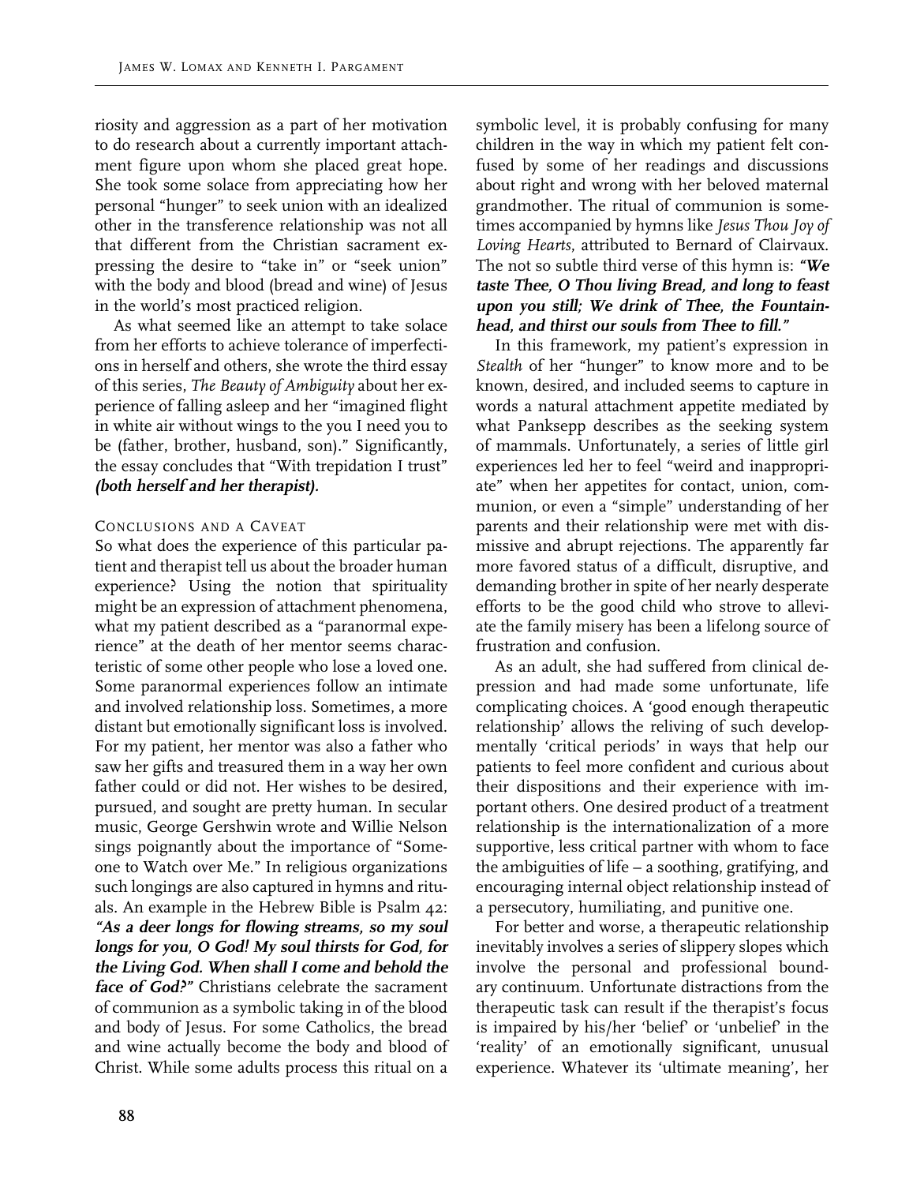riosity and aggression as a part of her motivation to do research about a currently important attachment figure upon whom she placed great hope. She took some solace from appreciating how her personal "hunger" to seek union with an idealized other in the transference relationship was not all that different from the Christian sacrament expressing the desire to "take in" or "seek union" with the body and blood (bread and wine) of Jesus in the world's most practiced religion.

As what seemed like an attempt to take solace from her efforts to achieve tolerance of imperfections in herself and others, she wrote the third essay of this series, *The Beauty of Ambiguity* about her experience of falling asleep and her "imagined flight in white air without wings to the you I need you to be (father, brother, husband, son)." Significantly, the essay concludes that "With trepidation I trust" ***(both herself and her therapist)***.

## Conclusions and a Caveat

So what does the experience of this particular patient and therapist tell us about the broader human experience? Using the notion that spirituality might be an expression of attachment phenomena, what my patient described as a "paranormal experience" at the death of her mentor seems characteristic of some other people who lose a loved one. Some paranormal experiences follow an intimate and involved relationship loss. Sometimes, a more distant but emotionally significant loss is involved. For my patient, her mentor was also a father who saw her gifts and treasured them in a way her own father could or did not. Her wishes to be desired, pursued, and sought are pretty human. In secular music, George Gershwin wrote and Willie Nelson sings poignantly about the importance of "Someone to Watch over Me." In religious organizations such longings are also captured in hymns and rituals. An example in the Hebrew Bible is Psalm 42: ***"As a deer longs for flowing streams, so my soul longs for you, O God! My soul thirsts for God, for the Living God. When shall I come and behold the face of God?"*** Christians celebrate the sacrament of communion as a symbolic taking in of the blood and body of Jesus. For some Catholics, the bread and wine actually become the body and blood of Christ. While some adults process this ritual on a symbolic level, it is probably confusing for many children in the way in which my patient felt confused by some of her readings and discussions about right and wrong with her beloved maternal grandmother. The ritual of communion is sometimes accompanied by hymns like *Jesus Thou Joy of Loving Hearts*, attributed to Bernard of Clairvaux. The not so subtle third verse of this hymn is: ***"We taste Thee, O Thou living Bread, and long to feast upon you still; We drink of Thee, the Fountainhead, and thirst our souls from Thee to fill."***

In this framework, my patient's expression in *Stealth* of her "hunger" to know more and to be known, desired, and included seems to capture in words a natural attachment appetite mediated by what Panksepp describes as the seeking system of mammals. Unfortunately, a series of little girl experiences led her to feel "weird and inappropriate" when her appetites for contact, union, communion, or even a "simple" understanding of her parents and their relationship were met with dismissive and abrupt rejections. The apparently far more favored status of a difficult, disruptive, and demanding brother in spite of her nearly desperate efforts to be the good child who strove to alleviate the family misery has been a lifelong source of frustration and confusion.

As an adult, she had suffered from clinical depression and had made some unfortunate, life complicating choices. A 'good enough therapeutic relationship' allows the reliving of such developmentally 'critical periods' in ways that help our patients to feel more confident and curious about their dispositions and their experience with important others. One desired product of a treatment relationship is the internationalization of a more supportive, less critical partner with whom to face the ambiguities of life – a soothing, gratifying, and encouraging internal object relationship instead of a persecutory, humiliating, and punitive one.

For better and worse, a therapeutic relationship inevitably involves a series of slippery slopes which involve the personal and professional boundary continuum. Unfortunate distractions from the therapeutic task can result if the therapist's focus is impaired by his/her 'belief' or 'unbelief' in the 'reality' of an emotionally significant, unusual experience. Whatever its 'ultimate meaning', her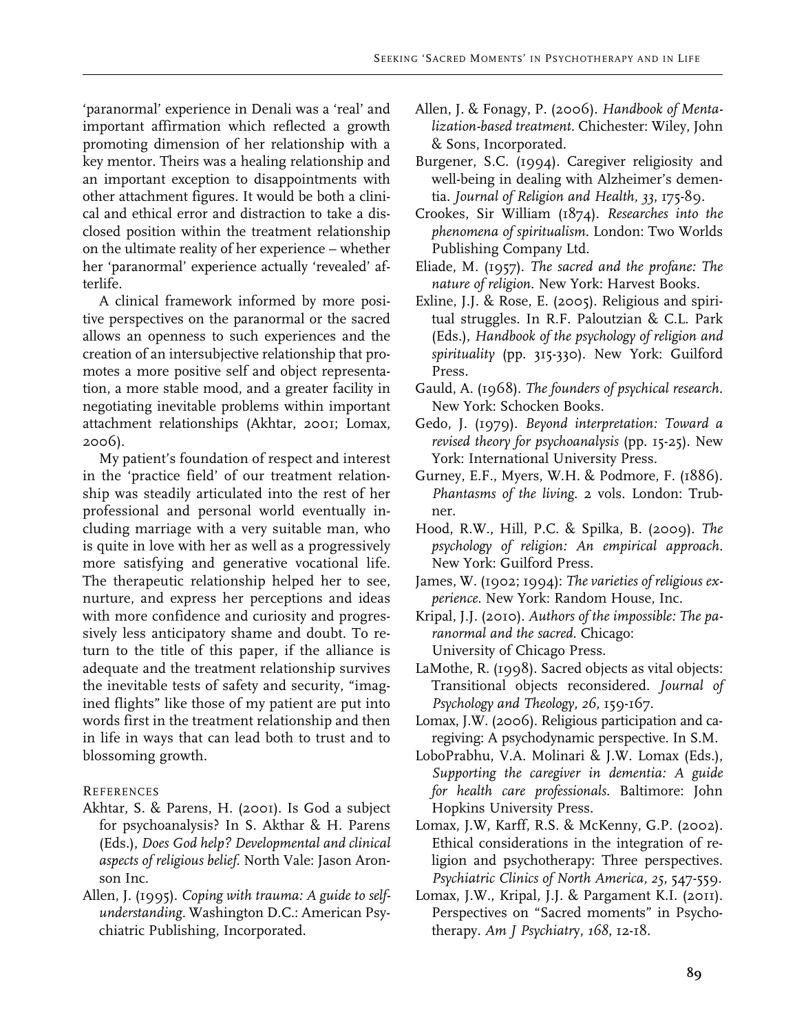'paranormal' experience in Denali was a 'real' and important affirmation which reflected a growth promoting dimension of her relationship with a key mentor. Theirs was a healing relationship and an important exception to disappointments with other attachment figures. It would be both a clinical and ethical error and distraction to take a disclosed position within the treatment relationship on the ultimate reality of her experience – whether her 'paranormal' experience actually 'revealed' afterlife.

A clinical framework informed by more positive perspectives on the paranormal or the sacred allows an openness to such experiences and the creation of an intersubjective relationship that promotes a more positive self and object representation, a more stable mood, and a greater facility in negotiating inevitable problems within important attachment relationships (Akhtar, 2001; Lomax, 2006).

My patient's foundation of respect and interest in the 'practice field' of our treatment relationship was steadily articulated into the rest of her professional and personal world eventually including marriage with a very suitable man, who is quite in love with her as well as a progressively more satisfying and generative vocational life. The therapeutic relationship helped her to see, nurture, and express her perceptions and ideas with more confidence and curiosity and progressively less anticipatory shame and doubt. To return to the title of this paper, if the alliance is adequate and the treatment relationship survives the inevitable tests of safety and security, "imagined flights" like those of my patient are put into words first in the treatment relationship and then in life in ways that can lead both to trust and to blossoming growth.

## References

Akhtar, S. & Parens, H. (2001). Is God a subject for psychoanalysis? In S. Akthar & H. Parens (Eds.), *Does God help? Developmental and clinical aspects of religious belief*. North Vale: Jason Aronson Inc.

Allen, J. (1995). *Coping with trauma: A guide to self-understanding*. Washington D.C.: American Psychiatric Publishing, Incorporated.

Allen, J. & Fonagy, P. (2006). *Handbook of Mentalization-based treatment*. Chichester: Wiley, John & Sons, Incorporated.

Burgener, S.C. (1994). Caregiver religiosity and well-being in dealing with Alzheimer's dementia. *Journal of Religion and Health, 33*, 175-89.

Crookes, Sir William (1874). *Researches into the phenomena of spiritualism*. London: Two Worlds Publishing Company Ltd.

Eliade, M. (1957). *The sacred and the profane: The nature of religion*. New York: Harvest Books.

Exline, J.J. & Rose, E. (2005). Religious and spiritual struggles. In R.F. Paloutzian & C.L. Park (Eds.), *Handbook of the psychology of religion and spirituality* (pp. 315-330). New York: Guilford Press.

Gauld, A. (1968). *The founders of psychical research*. New York: Schocken Books.

Gedo, J. (1979). *Beyond interpretation: Toward a revised theory for psychoanalysis* (pp. 15-25). New York: International University Press.

Gurney, E.F., Myers, W.H. & Podmore, F. (1886). *Phantasms of the living*. 2 vols. London: Trubner.

Hood, R.W., Hill, P.C. & Spilka, B. (2009). *The psychology of religion: An empirical approach*. New York: Guilford Press.

James, W. (1902; 1994): *The varieties of religious experience*. New York: Random House, Inc.

Kripal, J.J. (2010). *Authors of the impossible: The paranormal and the sacred*. Chicago: University of Chicago Press.

LaMothe, R. (1998). Sacred objects as vital objects: Transitional objects reconsidered. *Journal of Psychology and Theology, 26*, 159-167.

Lomax, J.W. (2006). Religious participation and caregiving: A psychodynamic perspective. In S.M. LoboPrabhu, V.A. Molinari & J.W. Lomax (Eds.), *Supporting the caregiver in dementia: A guide for health care professionals*. Baltimore: John Hopkins University Press.

Lomax, J.W, Karff, R.S. & McKenny, G.P. (2002). Ethical considerations in the integration of religion and psychotherapy: Three perspectives. *Psychiatric Clinics of North America, 25*, 547-559.

Lomax, J.W., Kripal, J.J. & Pargament K.I. (2011). Perspectives on "Sacred moments" in Psychotherapy. *Am J Psychiatry, 168*, 12-18.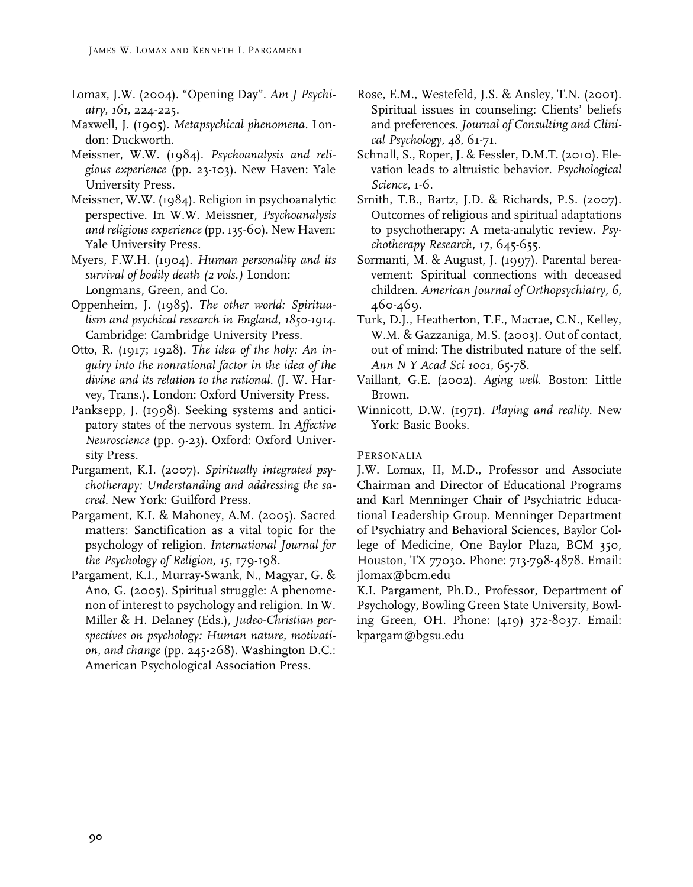Lomax, J.W. (2004). "Opening Day". *Am J Psychiatry, 161,* 224-225.

Maxwell, J. (1905). *Metapsychical phenomena.* London: Duckworth.

Meissner, W.W. (1984). *Psychoanalysis and religious experience* (pp. 23-103). New Haven: Yale University Press.

Meissner, W.W. (1984). Religion in psychoanalytic perspective. In W.W. Meissner, *Psychoanalysis and religious experience* (pp. 135-60). New Haven: Yale University Press.

Myers, F.W.H. (1904). *Human personality and its survival of bodily death (2 vols.)* London: Longmans, Green, and Co.

Oppenheim, J. (1985). *The other world: Spiritualism and psychical research in England, 1850-1914.* Cambridge: Cambridge University Press.

Otto, R. (1917; 1928). *The idea of the holy: An inquiry into the nonrational factor in the idea of the divine and its relation to the rational.* (J. W. Harvey, Trans.). London: Oxford University Press.

Panksepp, J. (1998). Seeking systems and anticipatory states of the nervous system. In *Affective Neuroscience* (pp. 9-23). Oxford: Oxford University Press.

Pargament, K.I. (2007). *Spiritually integrated psychotherapy: Understanding and addressing the sacred.* New York: Guilford Press.

Pargament, K.I. & Mahoney, A.M. (2005). Sacred matters: Sanctification as a vital topic for the psychology of religion. *International Journal for the Psychology of Religion, 15,* 179-198.

Pargament, K.I., Murray-Swank, N., Magyar, G. & Ano, G. (2005). Spiritual struggle: A phenomenon of interest to psychology and religion. In W. Miller & H. Delaney (Eds.), *Judeo-Christian perspectives on psychology: Human nature, motivation, and change* (pp. 245-268). Washington D.C.: American Psychological Association Press.

Rose, E.M., Westefeld, J.S. & Ansley, T.N. (2001). Spiritual issues in counseling: Clients' beliefs and preferences. *Journal of Consulting and Clinical Psychology, 48,* 61-71.

Schnall, S., Roper, J. & Fessler, D.M.T. (2010). Elevation leads to altruistic behavior. *Psychological Science,* 1-6.

Smith, T.B., Bartz, J.D. & Richards, P.S. (2007). Outcomes of religious and spiritual adaptations to psychotherapy: A meta-analytic review. *Psychotherapy Research, 17,* 645-655.

Sormanti, M. & August, J. (1997). Parental bereavement: Spiritual connections with deceased children. *American Journal of Orthopsychiatry, 6,* 460-469.

Turk, D.J., Heatherton, T.F., Macrae, C.N., Kelley, W.M. & Gazzaniga, M.S. (2003). Out of contact, out of mind: The distributed nature of the self. *Ann N Y Acad Sci 1001,* 65-78.

Vaillant, G.E. (2002). *Aging well.* Boston: Little Brown.

Winnicott, D.W. (1971). *Playing and reality.* New York: Basic Books.

## Personalia

J.W. Lomax, II, M.D., Professor and Associate Chairman and Director of Educational Programs and Karl Menninger Chair of Psychiatric Educational Leadership Group. Menninger Department of Psychiatry and Behavioral Sciences, Baylor College of Medicine, One Baylor Plaza, BCM 350, Houston, TX 77030. Phone: 713-798-4878. Email: jlomax@bcm.edu

K.I. Pargament, Ph.D., Professor, Department of Psychology, Bowling Green State University, Bowling Green, OH. Phone: (419) 372-8037. Email: kpargam@bgsu.edu